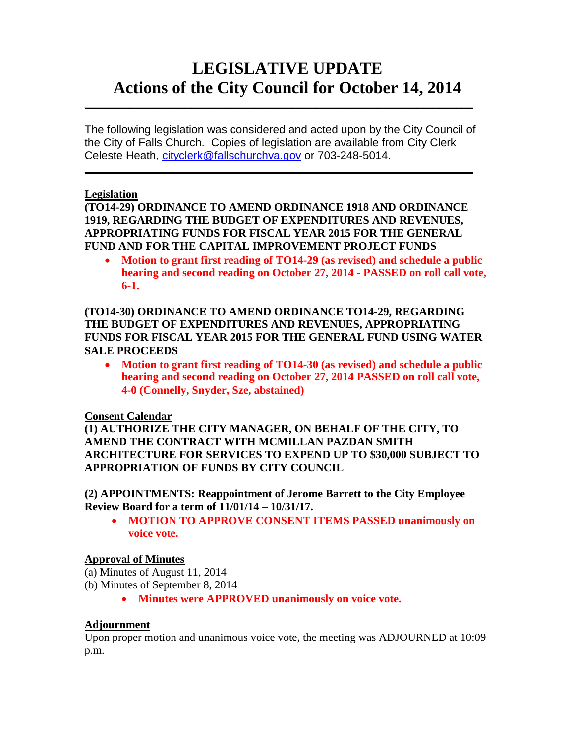# LEGISLATIVE UPDATE
# Actions of the City Council for October 14, 2014

---

The following legislation was considered and acted upon by the City Council of the City of Falls Church. Copies of legislation are available from City Clerk Celeste Heath, cityclerk@fallschurchva.gov or 703-248-5014.

---

**Legislation**

**(TO14-29) ORDINANCE TO AMEND ORDINANCE 1918 AND ORDINANCE 1919, REGARDING THE BUDGET OF EXPENDITURES AND REVENUES, APPROPRIATING FUNDS FOR FISCAL YEAR 2015 FOR THE GENERAL FUND AND FOR THE CAPITAL IMPROVEMENT PROJECT FUNDS**

- **Motion to grant first reading of TO14-29 (as revised) and schedule a public hearing and second reading on October 27, 2014 - PASSED on roll call vote, 6-1.**

**(TO14-30) ORDINANCE TO AMEND ORDINANCE TO14-29, REGARDING THE BUDGET OF EXPENDITURES AND REVENUES, APPROPRIATING FUNDS FOR FISCAL YEAR 2015 FOR THE GENERAL FUND USING WATER SALE PROCEEDS**

- **Motion to grant first reading of TO14-30 (as revised) and schedule a public hearing and second reading on October 27, 2014 PASSED on roll call vote, 4-0 (Connelly, Snyder, Sze, abstained)**

**Consent Calendar**

**(1) AUTHORIZE THE CITY MANAGER, ON BEHALF OF THE CITY, TO AMEND THE CONTRACT WITH MCMILLAN PAZDAN SMITH ARCHITECTURE FOR SERVICES TO EXPEND UP TO $30,000 SUBJECT TO APPROPRIATION OF FUNDS BY CITY COUNCIL**

**(2) APPOINTMENTS: Reappointment of Jerome Barrett to the City Employee Review Board for a term of 11/01/14 – 10/31/17.**

- **MOTION TO APPROVE CONSENT ITEMS PASSED unanimously on voice vote.**

**Approval of Minutes** –

(a) Minutes of August 11, 2014

(b) Minutes of September 8, 2014

- **Minutes were APPROVED unanimously on voice vote.**

**Adjournment**

Upon proper motion and unanimous voice vote, the meeting was ADJOURNED at 10:09 p.m.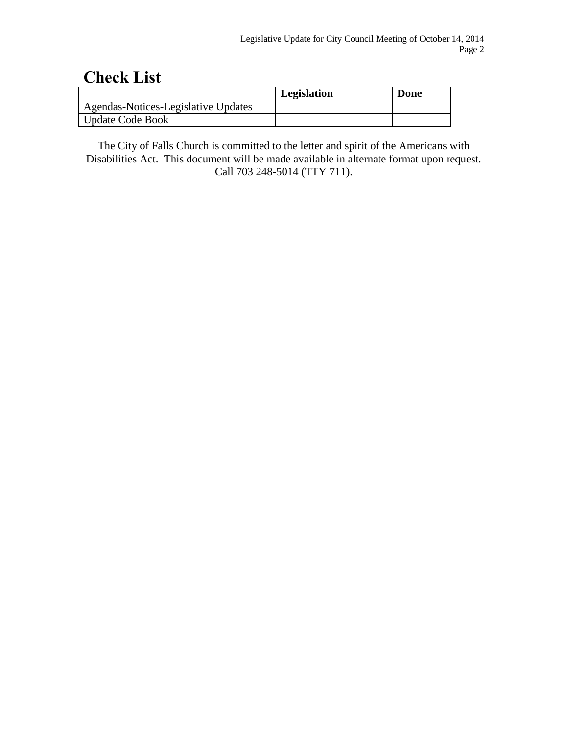## Check List

| | Legislation | Done |
|---|---|---|
| Agendas-Notices-Legislative Updates | | |
| Update Code Book | | |

The City of Falls Church is committed to the letter and spirit of the Americans with Disabilities Act. This document will be made available in alternate format upon request. Call 703 248-5014 (TTY 711).